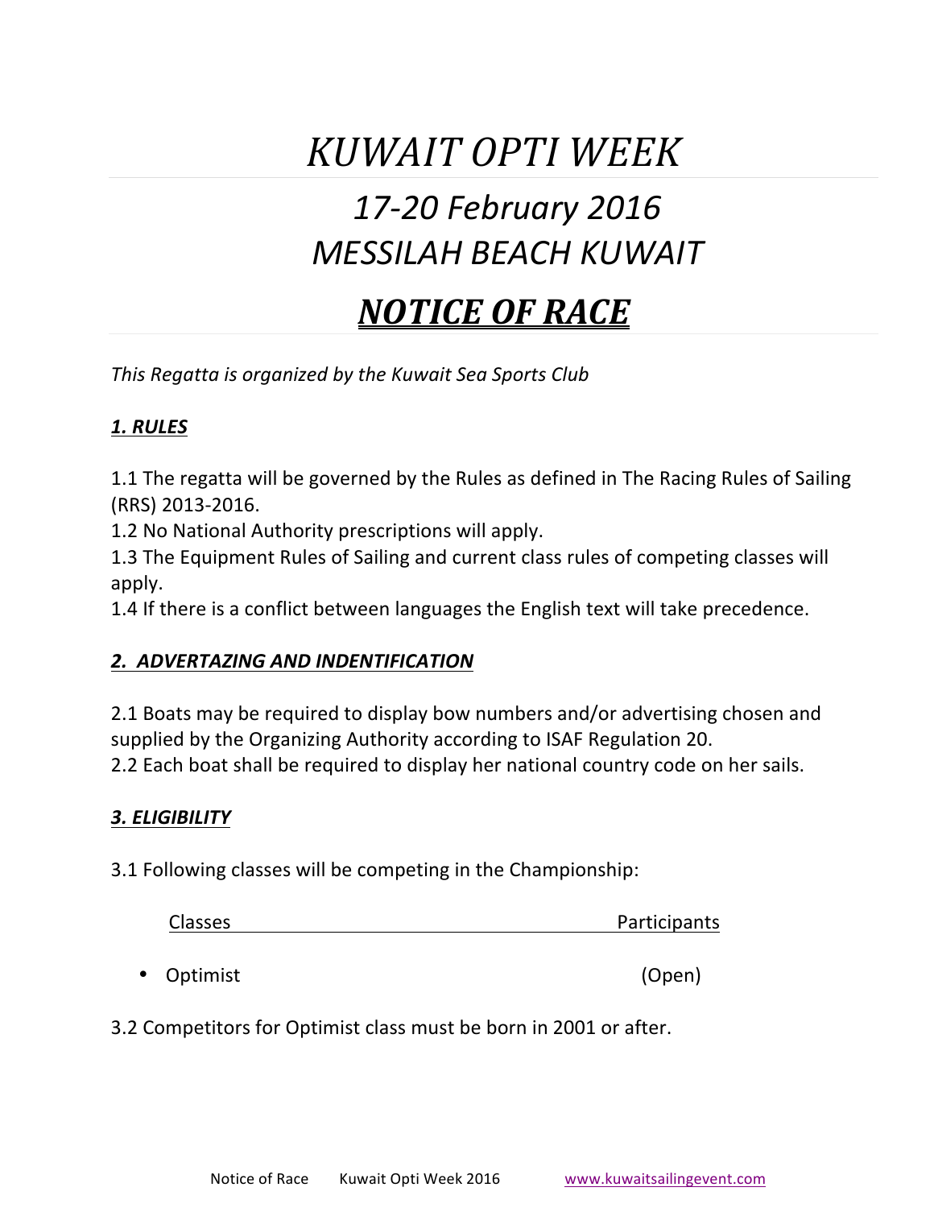# *KUWAIT OPTI WEEK*

## *17-20 February 2016*
## *MESSILAH BEACH KUWAIT*

## ***NOTICE OF RACE***

*This Regatta is organized by the Kuwait Sea Sports Club*

### ***1. RULES***

1.1 The regatta will be governed by the Rules as defined in The Racing Rules of Sailing (RRS) 2013-2016.
1.2 No National Authority prescriptions will apply.
1.3 The Equipment Rules of Sailing and current class rules of competing classes will apply.
1.4 If there is a conflict between languages the English text will take precedence.

### ***2. ADVERTAZING AND INDENTIFICATION***

2.1 Boats may be required to display bow numbers and/or advertising chosen and supplied by the Organizing Authority according to ISAF Regulation 20.
2.2 Each boat shall be required to display her national country code on her sails.

### ***3. ELIGIBILITY***

3.1 Following classes will be competing in the Championship:

| Classes | Participants |
| --- | --- |
| • Optimist | (Open) |

3.2 Competitors for Optimist class must be born in 2001 or after.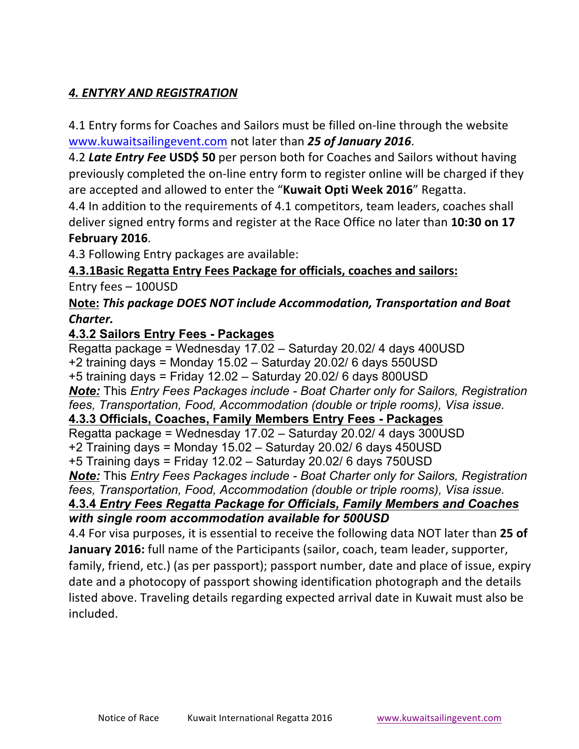## *4. ENTYRY AND REGISTRATION*

4.1 Entry forms for Coaches and Sailors must be filled on-line through the website www.kuwaitsailingevent.com not later than ***25 of January 2016***.

4.2 ***Late Entry Fee*** **USD$ 50** per person both for Coaches and Sailors without having previously completed the on-line entry form to register online will be charged if they are accepted and allowed to enter the "**Kuwait Opti Week 2016**" Regatta.

4.4 In addition to the requirements of 4.1 competitors, team leaders, coaches shall deliver signed entry forms and register at the Race Office no later than **10:30 on 17 February 2016**.

4.3 Following Entry packages are available:

**4.3.1Basic Regatta Entry Fees Package for officials, coaches and sailors:**

Entry fees – 100USD

**Note:** ***This package DOES NOT include Accommodation, Transportation and Boat Charter.***

**4.3.2 Sailors Entry Fees - Packages**

Regatta package = Wednesday 17.02 – Saturday 20.02/ 4 days 400USD
+2 training days = Monday 15.02 – Saturday 20.02/ 6 days 550USD
+5 training days = Friday 12.02 – Saturday 20.02/ 6 days 800USD

***Note:*** This *Entry Fees Packages include - Boat Charter only for Sailors, Registration fees, Transportation, Food, Accommodation (double or triple rooms), Visa issue.*

**4.3.3 Officials, Coaches, Family Members Entry Fees - Packages**

Regatta package = Wednesday 17.02 – Saturday 20.02/ 4 days 300USD
+2 Training days = Monday 15.02 – Saturday 20.02/ 6 days 450USD
+5 Training days = Friday 12.02 – Saturday 20.02/ 6 days 750USD

***Note:*** This *Entry Fees Packages include - Boat Charter only for Sailors, Registration fees, Transportation, Food, Accommodation (double or triple rooms), Visa issue.*

**4.3.4 *Entry Fees Regatta Package for Officials, Family Members and Coaches with single room accommodation available for 500USD***

4.4 For visa purposes, it is essential to receive the following data NOT later than **25 of January 2016:** full name of the Participants (sailor, coach, team leader, supporter, family, friend, etc.) (as per passport); passport number, date and place of issue, expiry date and a photocopy of passport showing identification photograph and the details listed above. Traveling details regarding expected arrival date in Kuwait must also be included.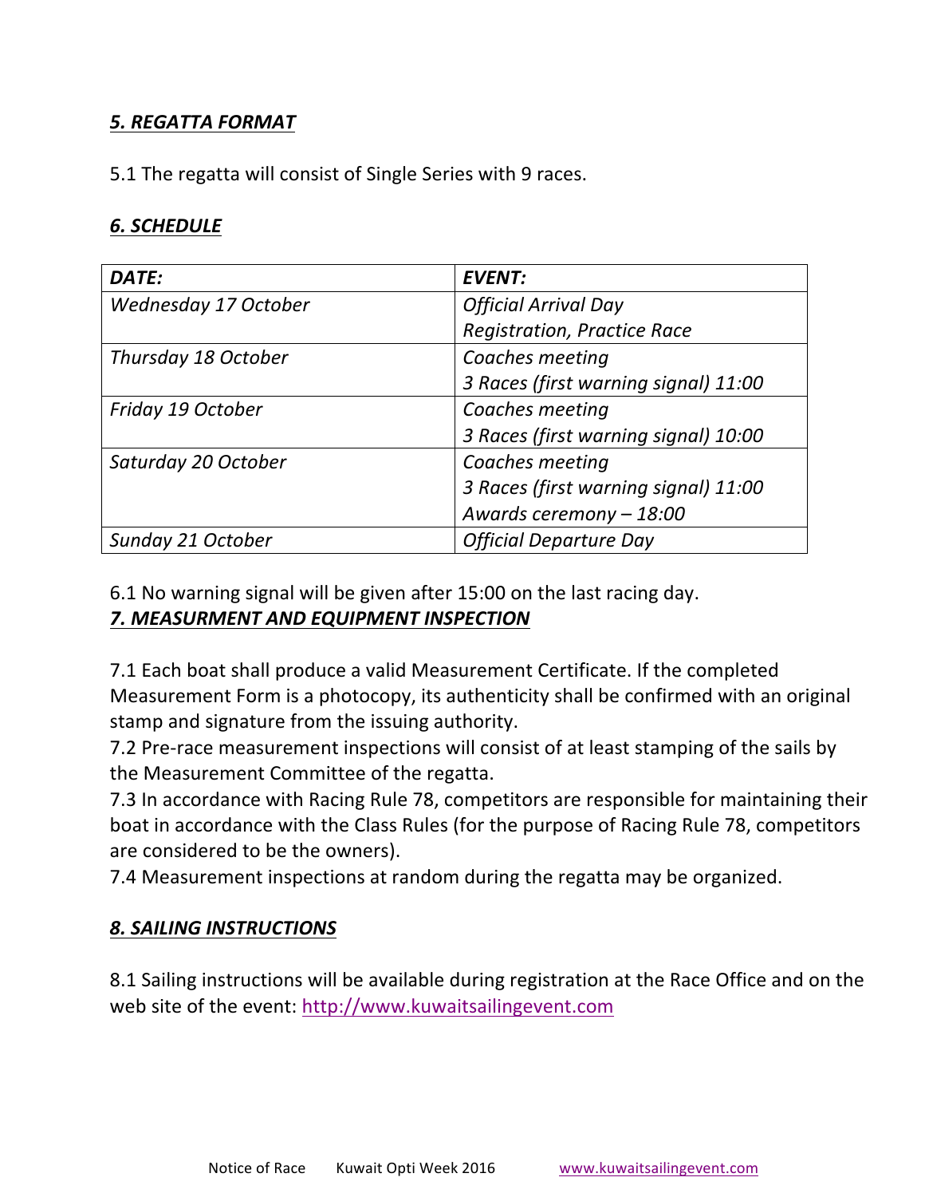## ***5. REGATTA FORMAT***

5.1 The regatta will consist of Single Series with 9 races.

## ***6. SCHEDULE***

| ***DATE:*** | ***EVENT:*** |
|---|---|
| *Wednesday 17 October* | *Official Arrival Day*<br>*Registration, Practice Race* |
| *Thursday 18 October* | *Coaches meeting*<br>*3 Races (first warning signal) 11:00* |
| *Friday 19 October* | *Coaches meeting*<br>*3 Races (first warning signal) 10:00* |
| *Saturday 20 October* | *Coaches meeting*<br>*3 Races (first warning signal) 11:00*<br>*Awards ceremony – 18:00* |
| *Sunday 21 October* | *Official Departure Day* |

6.1 No warning signal will be given after 15:00 on the last racing day.

## ***7. MEASURMENT AND EQUIPMENT INSPECTION***

7.1 Each boat shall produce a valid Measurement Certificate. If the completed Measurement Form is a photocopy, its authenticity shall be confirmed with an original stamp and signature from the issuing authority.
7.2 Pre-race measurement inspections will consist of at least stamping of the sails by the Measurement Committee of the regatta.
7.3 In accordance with Racing Rule 78, competitors are responsible for maintaining their boat in accordance with the Class Rules (for the purpose of Racing Rule 78, competitors are considered to be the owners).
7.4 Measurement inspections at random during the regatta may be organized.

## ***8. SAILING INSTRUCTIONS***

8.1 Sailing instructions will be available during registration at the Race Office and on the web site of the event: http://www.kuwaitsailingevent.com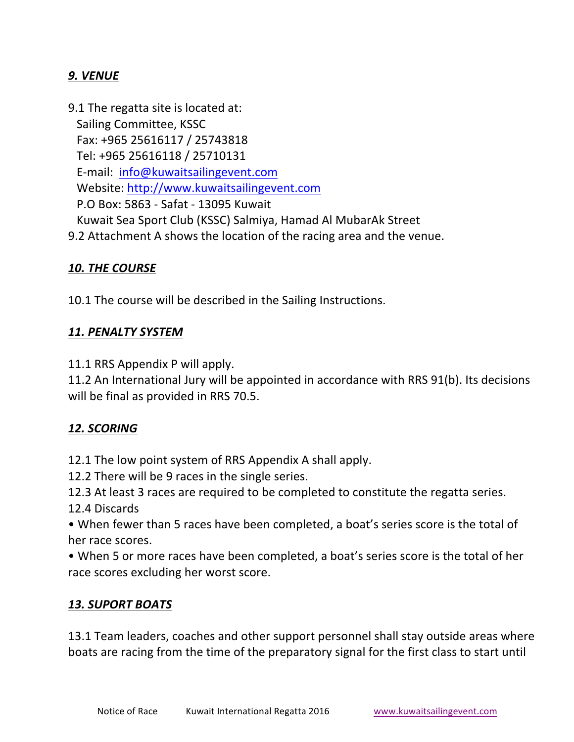## *9. VENUE*

9.1 The regatta site is located at:
Sailing Committee, KSSC
Fax: +965 25616117 / 25743818
Tel: +965 25616118 / 25710131
E-mail: info@kuwaitsailingevent.com
Website: http://www.kuwaitsailingevent.com
P.O Box: 5863 - Safat - 13095 Kuwait
Kuwait Sea Sport Club (KSSC) Salmiya, Hamad Al MubarAk Street

9.2 Attachment A shows the location of the racing area and the venue.

## *10. THE COURSE*

10.1 The course will be described in the Sailing Instructions.

## *11. PENALTY SYSTEM*

11.1 RRS Appendix P will apply.

11.2 An International Jury will be appointed in accordance with RRS 91(b). Its decisions will be final as provided in RRS 70.5.

## *12. SCORING*

12.1 The low point system of RRS Appendix A shall apply.

12.2 There will be 9 races in the single series.

12.3 At least 3 races are required to be completed to constitute the regatta series.

12.4 Discards

- When fewer than 5 races have been completed, a boat's series score is the total of her race scores.
- When 5 or more races have been completed, a boat's series score is the total of her race scores excluding her worst score.

## *13. SUPORT BOATS*

13.1 Team leaders, coaches and other support personnel shall stay outside areas where boats are racing from the time of the preparatory signal for the first class to start until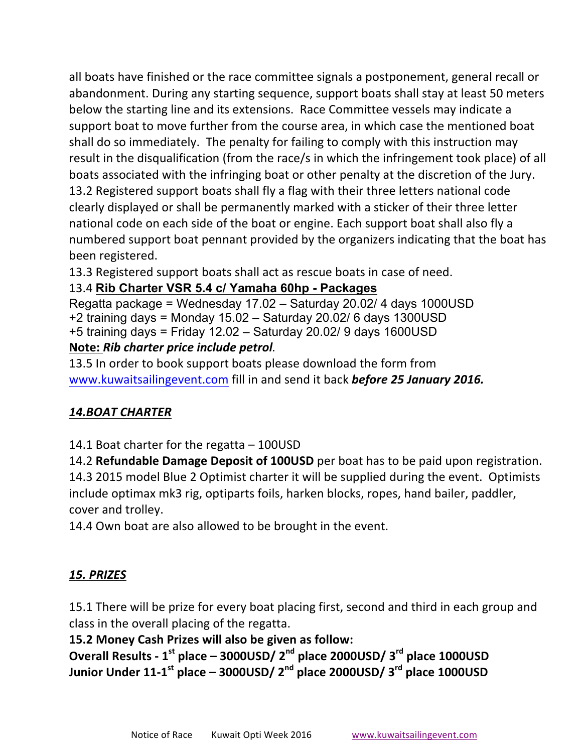all boats have finished or the race committee signals a postponement, general recall or abandonment. During any starting sequence, support boats shall stay at least 50 meters below the starting line and its extensions. Race Committee vessels may indicate a support boat to move further from the course area, in which case the mentioned boat shall do so immediately. The penalty for failing to comply with this instruction may result in the disqualification (from the race/s in which the infringement took place) of all boats associated with the infringing boat or other penalty at the discretion of the Jury.

13.2 Registered support boats shall fly a flag with their three letters national code clearly displayed or shall be permanently marked with a sticker of their three letter national code on each side of the boat or engine. Each support boat shall also fly a numbered support boat pennant provided by the organizers indicating that the boat has been registered.

13.3 Registered support boats shall act as rescue boats in case of need.

13.4 **<u>Rib Charter VSR 5.4 c/ Yamaha 60hp - Packages</u>**

Regatta package = Wednesday 17.02 – Saturday 20.02/ 4 days 1000USD

+2 training days = Monday 15.02 – Saturday 20.02/ 6 days 1300USD

+5 training days = Friday 12.02 – Saturday 20.02/ 9 days 1600USD

**<u>Note:</u>** ***Rib charter price include petrol***.

13.5 In order to book support boats please download the form from www.kuwaitsailingevent.com fill in and send it back ***before 25 January 2016.***

## ***<u>14.BOAT CHARTER</u>***

14.1 Boat charter for the regatta – 100USD

14.2 **Refundable Damage Deposit of 100USD** per boat has to be paid upon registration.

14.3 2015 model Blue 2 Optimist charter it will be supplied during the event. Optimists include optimax mk3 rig, optiparts foils, harken blocks, ropes, hand bailer, paddler, cover and trolley.

14.4 Own boat are also allowed to be brought in the event.

## ***<u>15. PRIZES</u>***

15.1 There will be prize for every boat placing first, second and third in each group and class in the overall placing of the regatta.

**15.2 Money Cash Prizes will also be given as follow:**

**Overall Results - 1st place – 3000USD/ 2nd place 2000USD/ 3rd place 1000USD**

**Junior Under 11-1st place – 3000USD/ 2nd place 2000USD/ 3rd place 1000USD**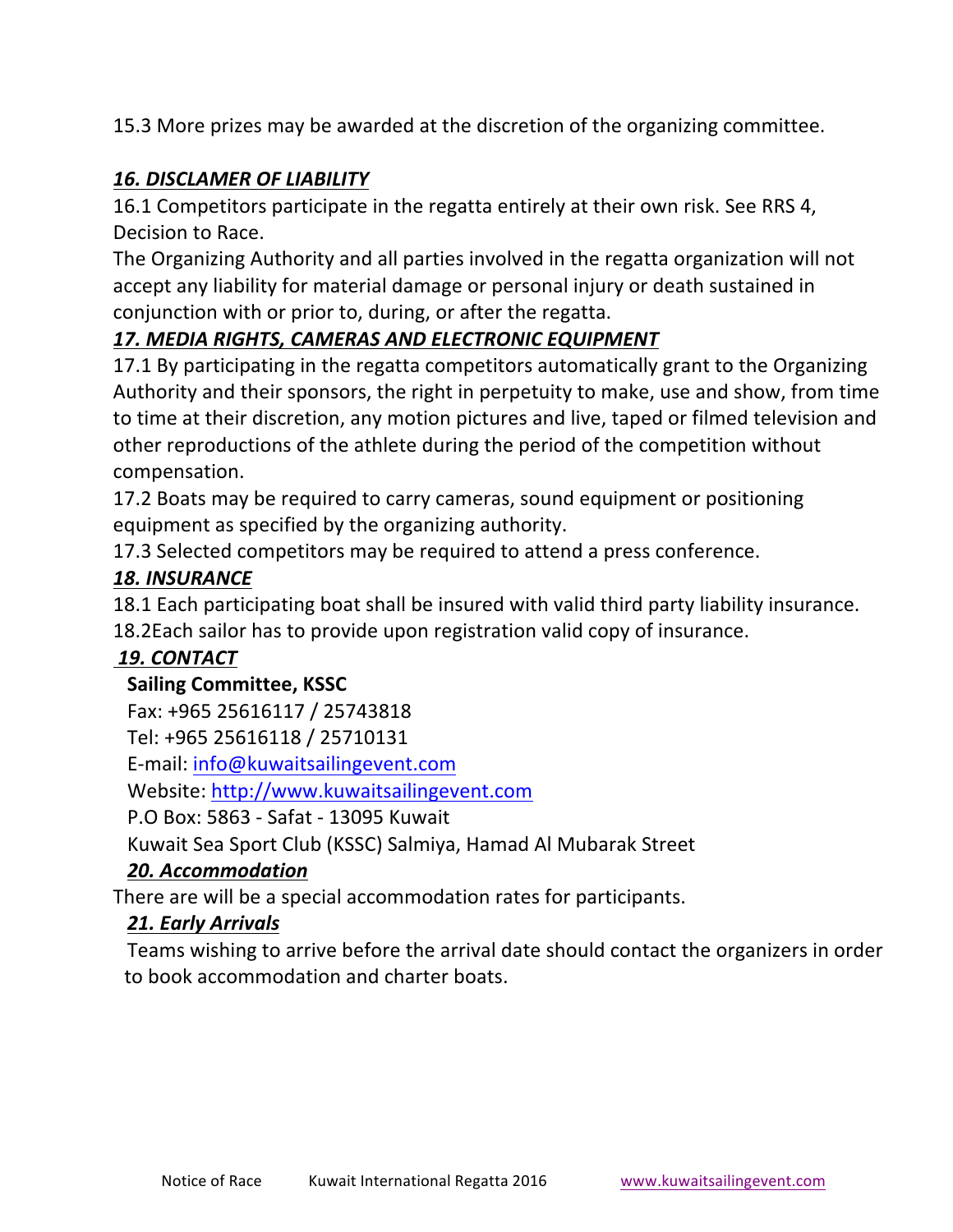15.3 More prizes may be awarded at the discretion of the organizing committee.

## *16. DISCLAMER OF LIABILITY*

16.1 Competitors participate in the regatta entirely at their own risk. See RRS 4, Decision to Race.

The Organizing Authority and all parties involved in the regatta organization will not accept any liability for material damage or personal injury or death sustained in conjunction with or prior to, during, or after the regatta.

## *17. MEDIA RIGHTS, CAMERAS AND ELECTRONIC EQUIPMENT*

17.1 By participating in the regatta competitors automatically grant to the Organizing Authority and their sponsors, the right in perpetuity to make, use and show, from time to time at their discretion, any motion pictures and live, taped or filmed television and other reproductions of the athlete during the period of the competition without compensation.

17.2 Boats may be required to carry cameras, sound equipment or positioning equipment as specified by the organizing authority.

17.3 Selected competitors may be required to attend a press conference.

## *18. INSURANCE*

18.1 Each participating boat shall be insured with valid third party liability insurance.

18.2Each sailor has to provide upon registration valid copy of insurance.

## *19. CONTACT*

**Sailing Committee, KSSC**

Fax: +965 25616117 / 25743818

Tel: +965 25616118 / 25710131

E-mail: info@kuwaitsailingevent.com

Website: http://www.kuwaitsailingevent.com

P.O Box: 5863 - Safat - 13095 Kuwait

Kuwait Sea Sport Club (KSSC) Salmiya, Hamad Al Mubarak Street

## *20. Accommodation*

There are will be a special accommodation rates for participants.

## *21. Early Arrivals*

Teams wishing to arrive before the arrival date should contact the organizers in order to book accommodation and charter boats.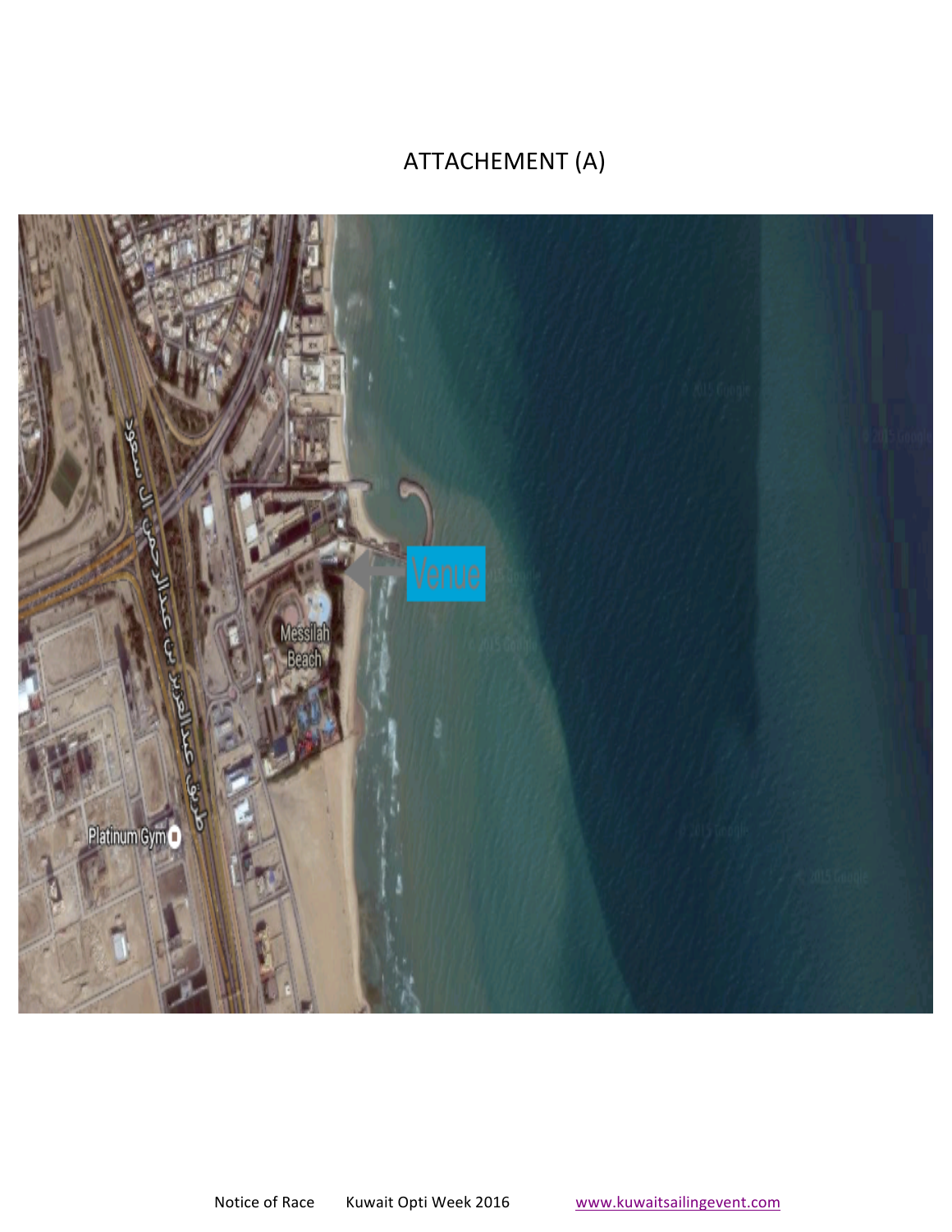ATTACHEMENT (A)